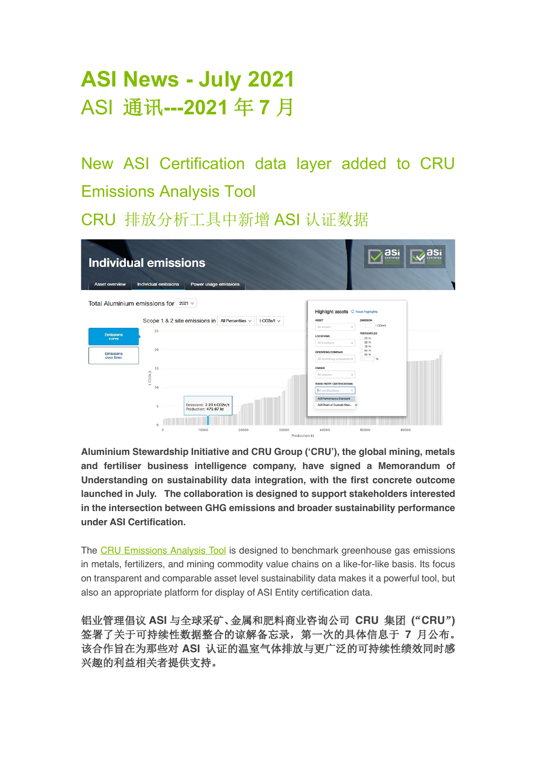# ASI News - July 2021

# ASI 通讯---2021 年 7 月

## New ASI Certification data layer added to CRU Emissions Analysis Tool

## CRU 排放分析工具中新增 ASI 认证数据

**Aluminium Stewardship Initiative and CRU Group ('CRU'), the global mining, metals and fertiliser business intelligence company, have signed a Memorandum of Understanding on sustainability data integration, with the first concrete outcome launched in July. The collaboration is designed to support stakeholders interested in the intersection between GHG emissions and broader sustainability performance under ASI Certification.**

The CRU Emissions Analysis Tool is designed to benchmark greenhouse gas emissions in metals, fertilizers, and mining commodity value chains on a like-for-like basis. Its focus on transparent and comparable asset level sustainability data makes it a powerful tool, but also an appropriate platform for display of ASI Entity certification data.

**铝业管理倡议 ASI 与全球采矿、金属和肥料商业咨询公司 CRU 集团（"CRU"）签署了关于可持续性数据整合的谅解备忘录，第一次的具体信息于 7 月公布。该合作旨在为那些对 ASI 认证的温室气体排放与更广泛的可持续性绩效同时感兴趣的利益相关者提供支持。**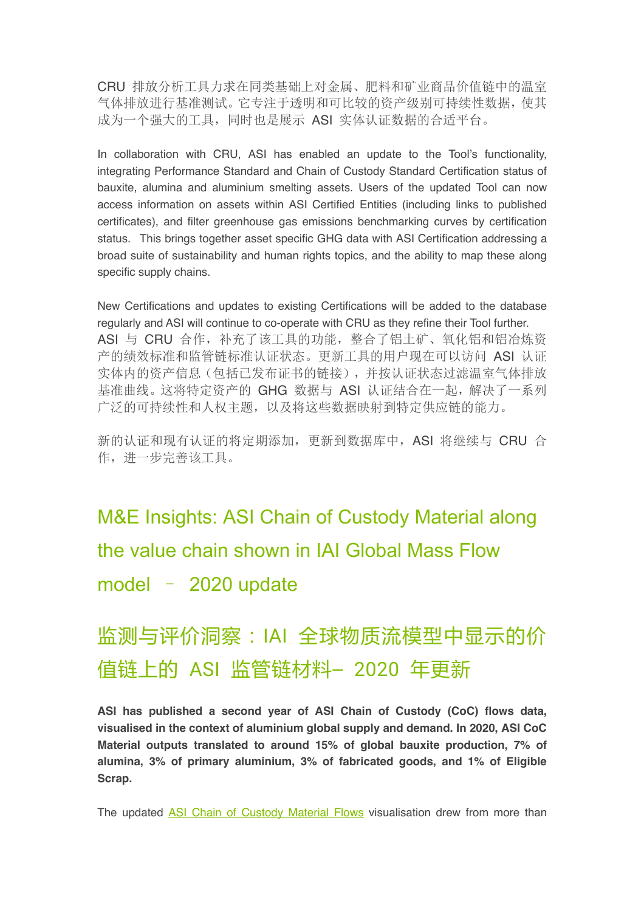CRU 排放分析工具力求在同类基础上对金属、肥料和矿业商品价值链中的温室气体排放进行基准测试。它专注于透明和可比较的资产级别可持续性数据，使其成为一个强大的工具，同时也是展示 ASI 实体认证数据的合适平台。

In collaboration with CRU, ASI has enabled an update to the Tool's functionality, integrating Performance Standard and Chain of Custody Standard Certification status of bauxite, alumina and aluminium smelting assets. Users of the updated Tool can now access information on assets within ASI Certified Entities (including links to published certificates), and filter greenhouse gas emissions benchmarking curves by certification status. This brings together asset specific GHG data with ASI Certification addressing a broad suite of sustainability and human rights topics, and the ability to map these along specific supply chains.

New Certifications and updates to existing Certifications will be added to the database regularly and ASI will continue to co-operate with CRU as they refine their Tool further.

ASI 与 CRU 合作，补充了该工具的功能，整合了铝土矿、氧化铝和铝冶炼资产的绩效标准和监管链标准认证状态。更新工具的用户现在可以访问 ASI 认证实体内的资产信息（包括已发布证书的链接），并按认证状态过滤温室气体排放基准曲线。这将特定资产的 GHG 数据与 ASI 认证结合在一起，解决了一系列广泛的可持续性和人权主题，以及将这些数据映射到特定供应链的能力。

新的认证和现有认证的将定期添加，更新到数据库中，ASI 将继续与 CRU 合作，进一步完善该工具。

## M&E Insights: ASI Chain of Custody Material along the value chain shown in IAI Global Mass Flow model – 2020 update

## 监测与评价洞察：IAI 全球物质流模型中显示的价值链上的 ASI 监管链材料– 2020 年更新

**ASI has published a second year of ASI Chain of Custody (CoC) flows data, visualised in the context of aluminium global supply and demand. In 2020, ASI CoC Material outputs translated to around 15% of global bauxite production, 7% of alumina, 3% of primary aluminium, 3% of fabricated goods, and 1% of Eligible Scrap.**

The updated ASI Chain of Custody Material Flows visualisation drew from more than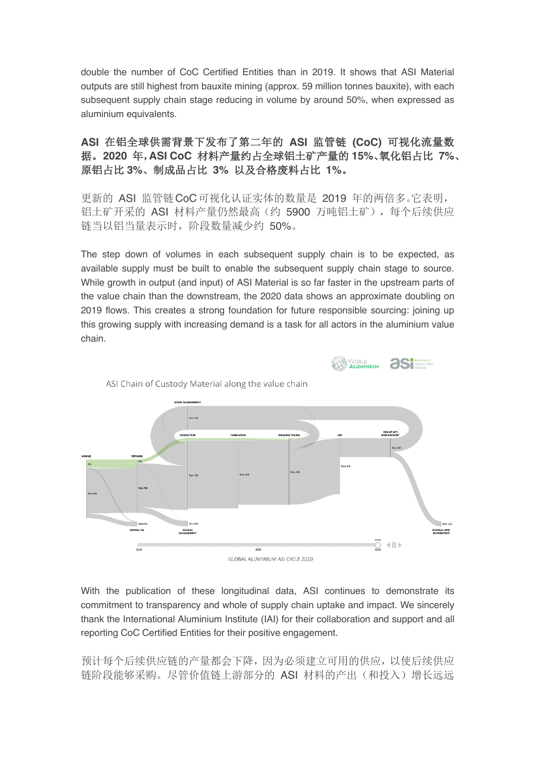double the number of CoC Certified Entities than in 2019. It shows that ASI Material outputs are still highest from bauxite mining (approx. 59 million tonnes bauxite), with each subsequent supply chain stage reducing in volume by around 50%, when expressed as aluminium equivalents.

**ASI 在铝全球供需背景下发布了第二年的 ASI 监管链 (CoC) 可视化流量数据。2020 年，ASI CoC 材料产量约占全球铝土矿产量的 15%、氧化铝占比 7%、原铝占比 3%、制成品占比 3% 以及合格废料占比 1%。**

更新的 ASI 监管链CoC可视化认证实体的数量是 2019 年的两倍多。它表明，铝土矿开采的 ASI 材料产量仍然最高（约 5900 万吨铝土矿），每个后续供应链当以铝当量表示时，阶段数量减少约 50%。

The step down of volumes in each subsequent supply chain is to be expected, as available supply must be built to enable the subsequent supply chain stage to source. While growth in output (and input) of ASI Material is so far faster in the upstream parts of the value chain than the downstream, the 2020 data shows an approximate doubling on 2019 flows. This creates a strong foundation for future responsible sourcing: joining up this growing supply with increasing demand is a task for all actors in the aluminium value chain.

ASI Chain of Custody Material along the value chain

GLOBAL ALUMINIUM ASI CYCLE 2020

With the publication of these longitudinal data, ASI continues to demonstrate its commitment to transparency and whole of supply chain uptake and impact. We sincerely thank the International Aluminium Institute (IAI) for their collaboration and support and all reporting CoC Certified Entities for their positive engagement.

预计每个后续供应链的产量都会下降，因为必须建立可用的供应，以使后续供应链阶段能够采购。尽管价值链上游部分的 ASI 材料的产出（和投入）增长远远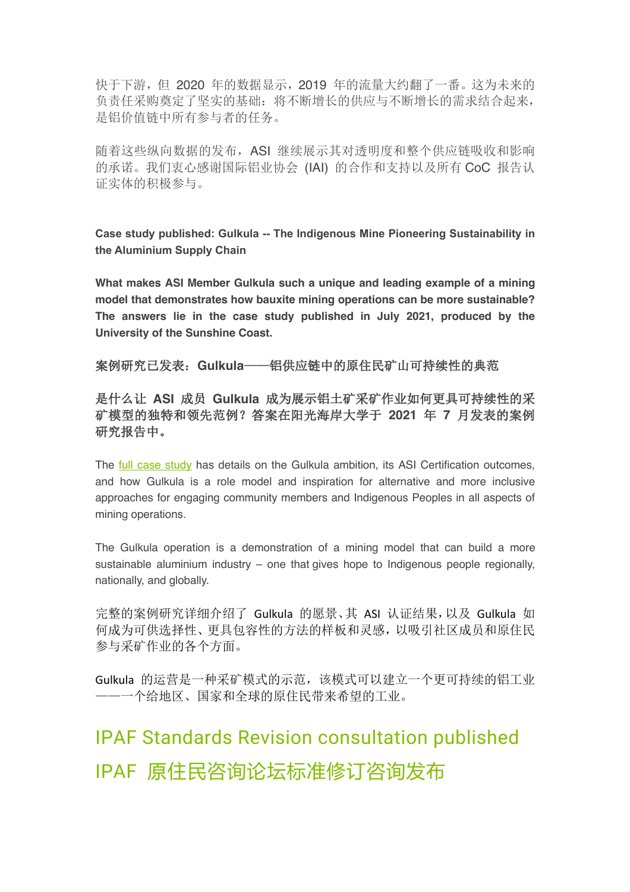快于下游，但 2020 年的数据显示，2019 年的流量大约翻了一番。这为未来的负责任采购奠定了坚实的基础：将不断增长的供应与不断增长的需求结合起来，是铝价值链中所有参与者的任务。

随着这些纵向数据的发布，ASI 继续展示其对透明度和整个供应链吸收和影响的承诺。我们衷心感谢国际铝业协会 (IAI) 的合作和支持以及所有 CoC 报告认证实体的积极参与。

**Case study published: Gulkula -- The Indigenous Mine Pioneering Sustainability in the Aluminium Supply Chain**

**What makes ASI Member Gulkula such a unique and leading example of a mining model that demonstrates how bauxite mining operations can be more sustainable? The answers lie in the case study published in July 2021, produced by the University of the Sunshine Coast.**

**案例研究已发表：Gulkula——铝供应链中的原住民矿山可持续性的典范**

**是什么让 ASI 成员 Gulkula 成为展示铝土矿采矿作业如何更具可持续性的采矿模型的独特和领先范例？答案在阳光海岸大学于 2021 年 7 月发表的案例研究报告中。**

The full case study has details on the Gulkula ambition, its ASI Certification outcomes, and how Gulkula is a role model and inspiration for alternative and more inclusive approaches for engaging community members and Indigenous Peoples in all aspects of mining operations.

The Gulkula operation is a demonstration of a mining model that can build a more sustainable aluminium industry – one that gives hope to Indigenous people regionally, nationally, and globally.

完整的案例研究详细介绍了 Gulkula 的愿景、其 ASI 认证结果，以及 Gulkula 如何成为可供选择性、更具包容性的方法的样板和灵感，以吸引社区成员和原住民参与采矿作业的各个方面。

Gulkula 的运营是一种采矿模式的示范，该模式可以建立一个更可持续的铝工业——一个给地区、国家和全球的原住民带来希望的工业。

## IPAF Standards Revision consultation published

## IPAF 原住民咨询论坛标准修订咨询发布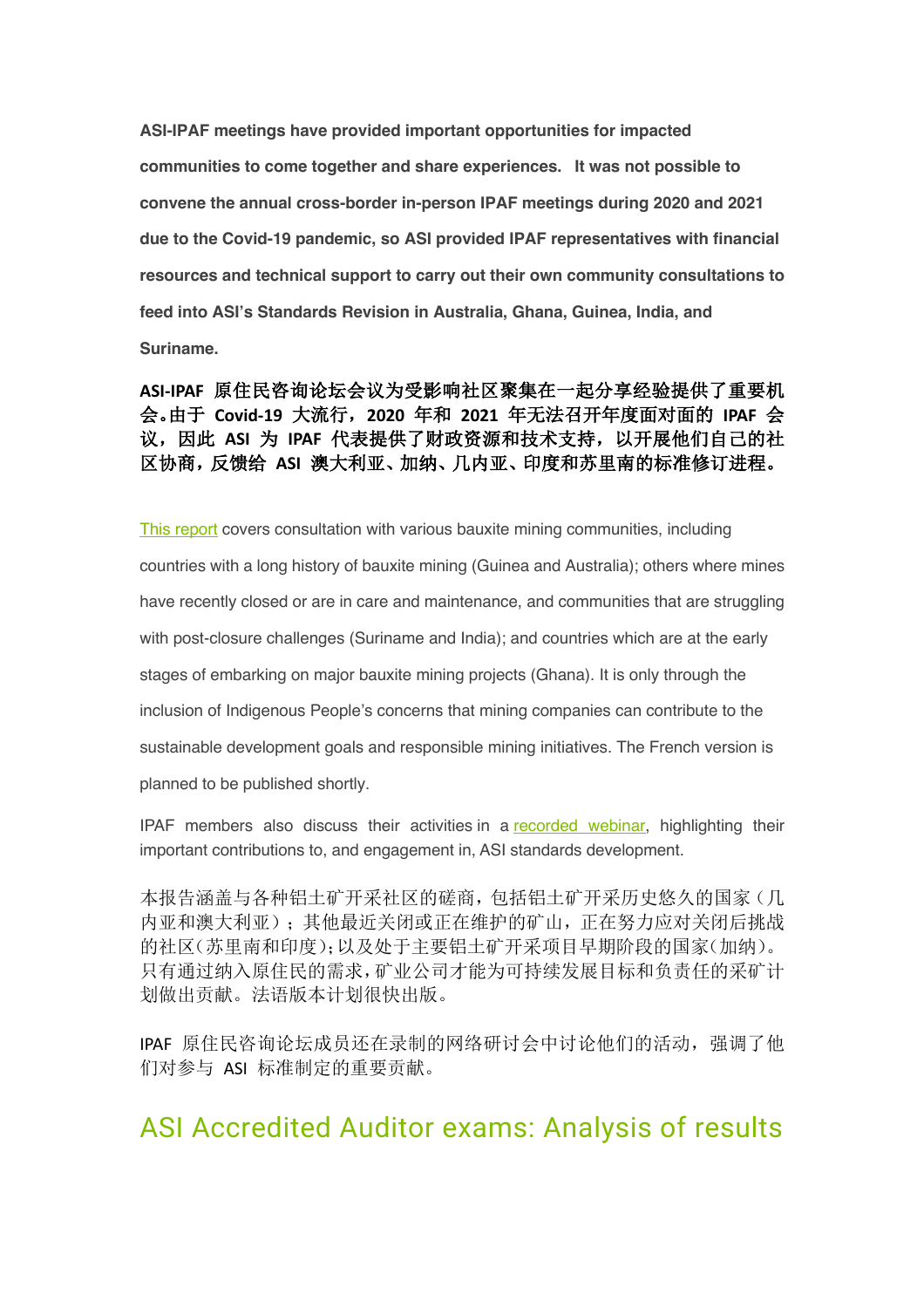**ASI-IPAF meetings have provided important opportunities for impacted communities to come together and share experiences. It was not possible to convene the annual cross-border in-person IPAF meetings during 2020 and 2021 due to the Covid-19 pandemic, so ASI provided IPAF representatives with financial resources and technical support to carry out their own community consultations to feed into ASI's Standards Revision in Australia, Ghana, Guinea, India, and Suriname.**

**ASI-IPAF 原住民咨询论坛会议为受影响社区聚集在一起分享经验提供了重要机会。由于 Covid-19 大流行，2020 年和 2021 年无法召开年度面对面的 IPAF 会议，因此 ASI 为 IPAF 代表提供了财政资源和技术支持，以开展他们自己的社区协商，反馈给 ASI 澳大利亚、加纳、几内亚、印度和苏里南的标准修订进程。**

This report covers consultation with various bauxite mining communities, including countries with a long history of bauxite mining (Guinea and Australia); others where mines have recently closed or are in care and maintenance, and communities that are struggling with post-closure challenges (Suriname and India); and countries which are at the early stages of embarking on major bauxite mining projects (Ghana). It is only through the inclusion of Indigenous People's concerns that mining companies can contribute to the sustainable development goals and responsible mining initiatives. The French version is planned to be published shortly.

IPAF members also discuss their activities in a recorded webinar, highlighting their important contributions to, and engagement in, ASI standards development.

本报告涵盖与各种铝土矿开采社区的磋商，包括铝土矿开采历史悠久的国家（几内亚和澳大利亚）；其他最近关闭或正在维护的矿山，正在努力应对关闭后挑战的社区（苏里南和印度）；以及处于主要铝土矿开采项目早期阶段的国家（加纳）。只有通过纳入原住民的需求，矿业公司才能为可持续发展目标和负责任的采矿计划做出贡献。法语版本计划很快出版。

IPAF 原住民咨询论坛成员还在录制的网络研讨会中讨论他们的活动，强调了他们对参与 ASI 标准制定的重要贡献。

## ASI Accredited Auditor exams: Analysis of results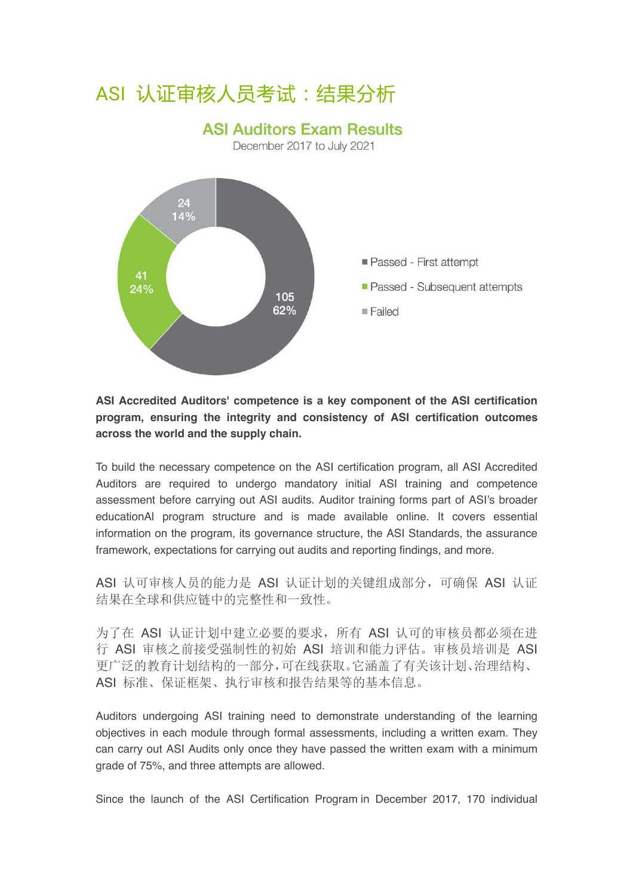# ASI 认证审核人员考试：结果分析

## ASI Auditors Exam Results

December 2017 to July 2021

| Category | Number | Percentage |
| --- | --- | --- |
| Passed - First attempt | 105 | 62% |
| Passed - Subsequent attempts | 41 | 24% |
| Failed | 24 | 14% |

**ASI Accredited Auditors' competence is a key component of the ASI certification program, ensuring the integrity and consistency of ASI certification outcomes across the world and the supply chain.**

To build the necessary competence on the ASI certification program, all ASI Accredited Auditors are required to undergo mandatory initial ASI training and competence assessment before carrying out ASI audits. Auditor training forms part of ASI's broader educationAl program structure and is made available online. It covers essential information on the program, its governance structure, the ASI Standards, the assurance framework, expectations for carrying out audits and reporting findings, and more.

ASI 认可审核人员的能力是 ASI 认证计划的关键组成部分，可确保 ASI 认证结果在全球和供应链中的完整性和一致性。

为了在 ASI 认证计划中建立必要的要求，所有 ASI 认可的审核员都必须在进行 ASI 审核之前接受强制性的初始 ASI 培训和能力评估。审核员培训是 ASI 更广泛的教育计划结构的一部分，可在线获取。它涵盖了有关该计划、治理结构、ASI 标准、保证框架、执行审核和报告结果等的基本信息。

Auditors undergoing ASI training need to demonstrate understanding of the learning objectives in each module through formal assessments, including a written exam. They can carry out ASI Audits only once they have passed the written exam with a minimum grade of 75%, and three attempts are allowed.

Since the launch of the ASI Certification Program in December 2017, 170 individual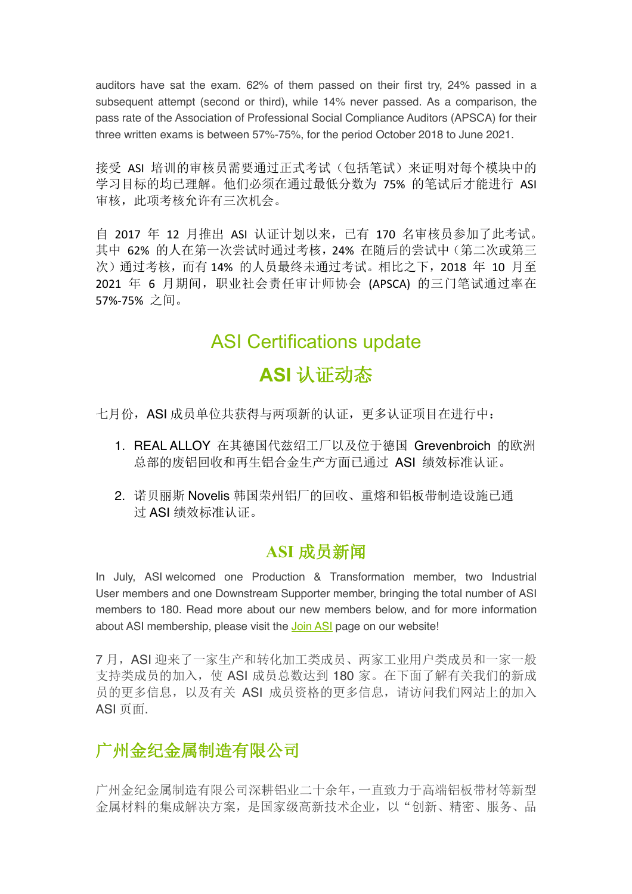auditors have sat the exam. 62% of them passed on their first try, 24% passed in a subsequent attempt (second or third), while 14% never passed. As a comparison, the pass rate of the Association of Professional Social Compliance Auditors (APSCA) for their three written exams is between 57%-75%, for the period October 2018 to June 2021.

接受 ASI 培训的审核员需要通过正式考试（包括笔试）来证明对每个模块中的学习目标的均已理解。他们必须在通过最低分数为 75% 的笔试后才能进行 ASI 审核，此项考核允许有三次机会。

自 2017 年 12 月推出 ASI 认证计划以来，已有 170 名审核员参加了此考试。其中 62% 的人在第一次尝试时通过考核，24% 在随后的尝试中（第二次或第三次）通过考核，而有 14% 的人员最终未通过考试。相比之下，2018 年 10 月至 2021 年 6 月期间，职业社会责任审计师协会 (APSCA) 的三门笔试通过率在 57%-75% 之间。

## ASI Certifications update

## ASI 认证动态

七月份，ASI 成员单位共获得与两项新的认证，更多认证项目在进行中：

1. REAL ALLOY 在其德国代兹铝工厂以及位于德国 Grevenbroich 的欧洲总部的废铝回收和再生铝合金生产方面已通过 ASI 绩效标准认证。

2. 诺贝丽斯 Novelis 韩国荣州铝厂的回收、重熔和铝板带制造设施已通过 ASI 绩效标准认证。

## ASI 成员新闻

In July, ASI welcomed one Production & Transformation member, two Industrial User members and one Downstream Supporter member, bringing the total number of ASI members to 180. Read more about our new members below, and for more information about ASI membership, please visit the Join ASI page on our website!

7 月，ASI 迎来了一家生产和转化加工类成员、两家工业用户类成员和一家一般支持类成员的加入，使 ASI 成员总数达到 180 家。在下面了解有关我们的新成员的更多信息，以及有关 ASI 成员资格的更多信息，请访问我们网站上的加入 ASI 页面.

## 广州金纪金属制造有限公司

广州金纪金属制造有限公司深耕铝业二十余年，一直致力于高端铝板带材等新型金属材料的集成解决方案，是国家级高新技术企业，以“创新、精密、服务、品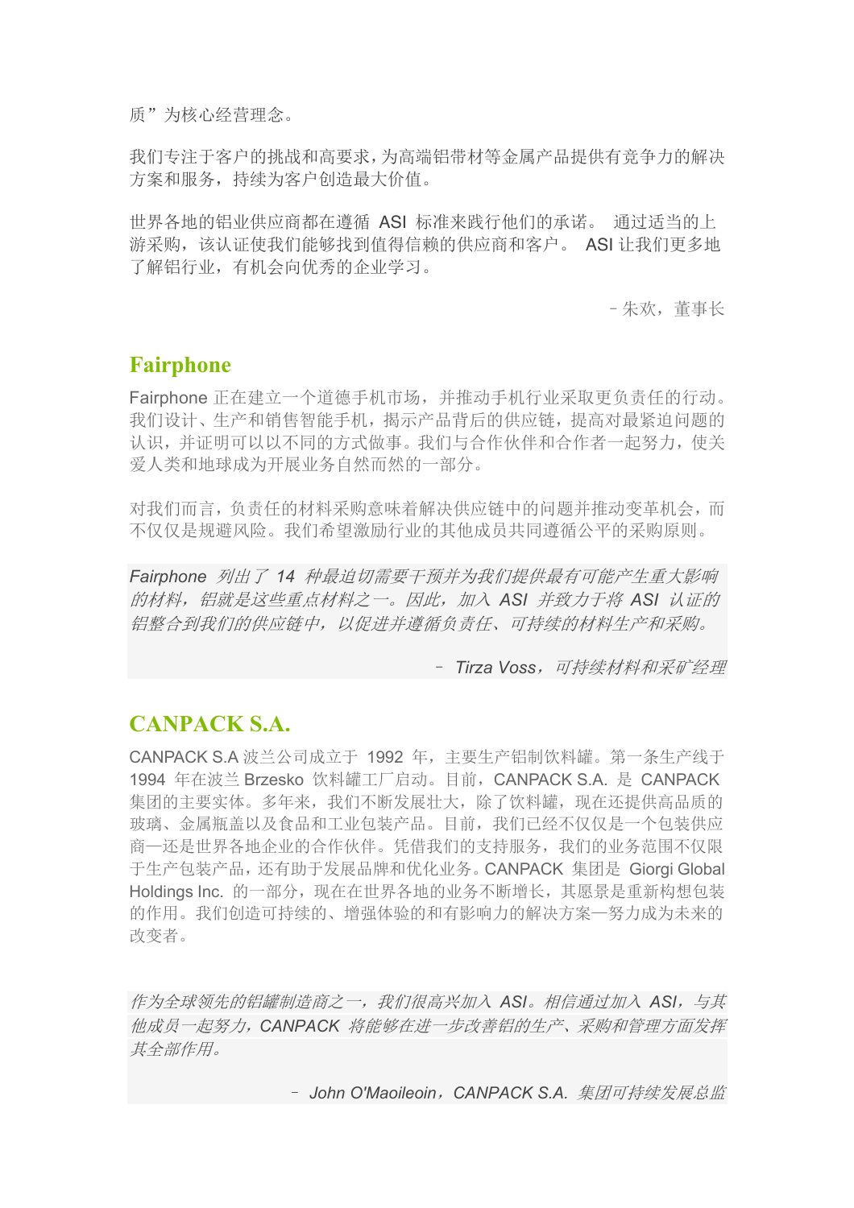质”为核心经营理念。

我们专注于客户的挑战和高要求，为高端铝带材等金属产品提供有竞争力的解决方案和服务，持续为客户创造最大价值。

世界各地的铝业供应商都在遵循 ASI 标准来践行他们的承诺。 通过适当的上游采购，该认证使我们能够找到值得信赖的供应商和客户。 ASI 让我们更多地了解铝行业，有机会向优秀的企业学习。

– 朱欢，董事长

## Fairphone

Fairphone 正在建立一个道德手机市场，并推动手机行业采取更负责任的行动。我们设计、生产和销售智能手机，揭示产品背后的供应链，提高对最紧迫问题的认识，并证明可以以不同的方式做事。我们与合作伙伴和合作者一起努力，使关爱人类和地球成为开展业务自然而然的一部分。

对我们而言，负责任的材料采购意味着解决供应链中的问题并推动变革机会，而不仅仅是规避风险。我们希望激励行业的其他成员共同遵循公平的采购原则。

*Fairphone 列出了 14 种最迫切需要干预并为我们提供最有可能产生重大影响的材料，铝就是这些重点材料之一。因此，加入 ASI 并致力于将 ASI 认证的铝整合到我们的供应链中，以促进并遵循负责任、可持续的材料生产和采购。*

*– Tirza Voss，可持续材料和采矿经理*

## CANPACK S.A.

CANPACK S.A 波兰公司成立于 1992 年，主要生产铝制饮料罐。第一条生产线于 1994 年在波兰 Brzesko 饮料罐工厂启动。目前，CANPACK S.A. 是 CANPACK 集团的主要实体。多年来，我们不断发展壮大，除了饮料罐，现在还提供高品质的玻璃、金属瓶盖以及食品和工业包装产品。目前，我们已经不仅仅是一个包装供应商—还是世界各地企业的合作伙伴。凭借我们的支持服务，我们的业务范围不仅限于生产包装产品，还有助于发展品牌和优化业务。CANPACK 集团是 Giorgi Global Holdings Inc. 的一部分，现在在世界各地的业务不断增长，其愿景是重新构想包装的作用。我们创造可持续的、增强体验的和有影响力的解决方案—努力成为未来的改变者。

*作为全球领先的铝罐制造商之一，我们很高兴加入 ASI。相信通过加入 ASI，与其他成员一起努力，CANPACK 将能够在进一步改善铝的生产、采购和管理方面发挥其全部作用。*

*– John O'Maoileoin，CANPACK S.A. 集团可持续发展总监*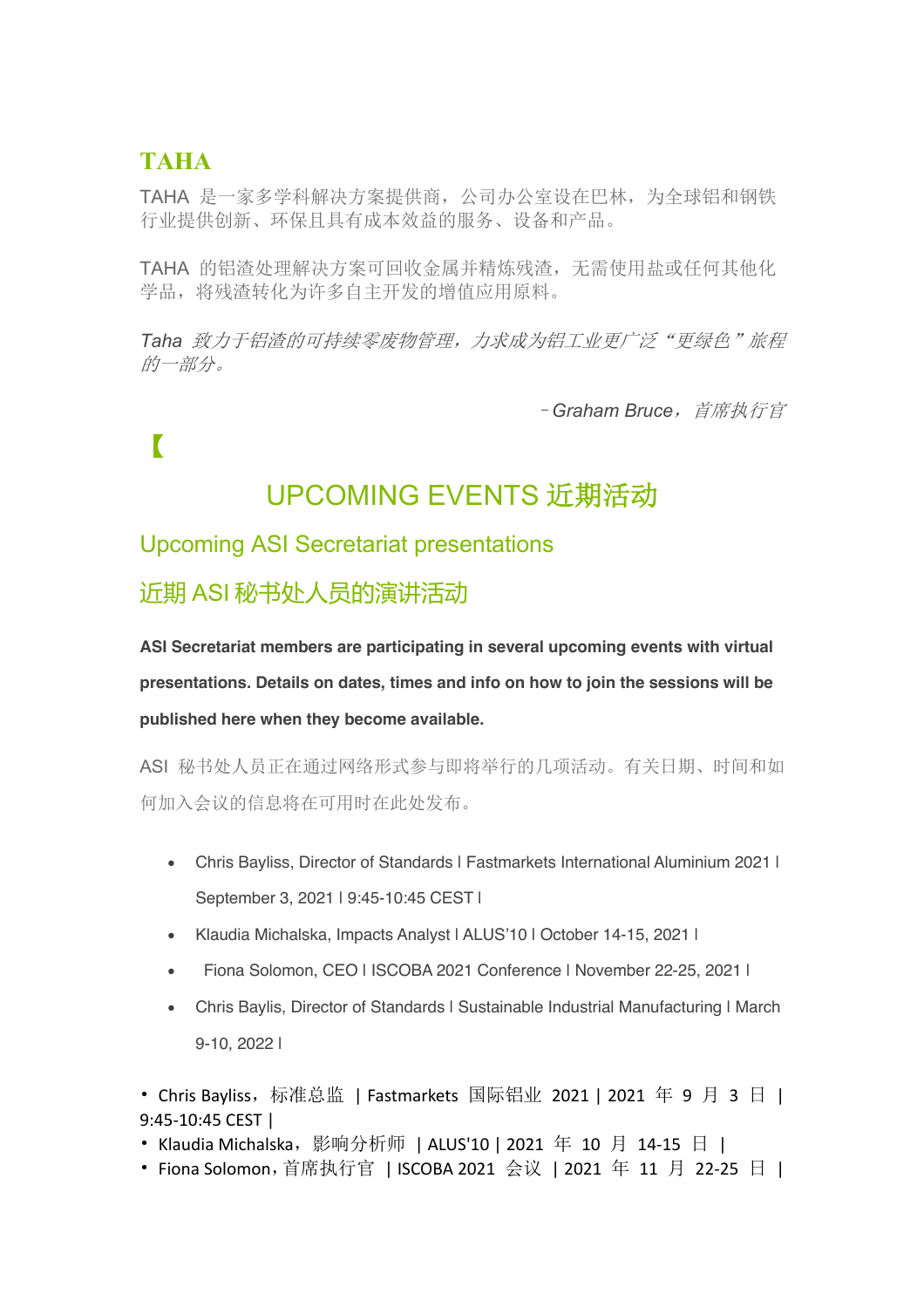## TAHA

TAHA 是一家多学科解决方案提供商，公司办公室设在巴林，为全球铝和钢铁行业提供创新、环保且具有成本效益的服务、设备和产品。

TAHA 的铝渣处理解决方案可回收金属并精炼残渣，无需使用盐或任何其他化学品，将残渣转化为许多自主开发的增值应用原料。

*Taha 致力于铝渣的可持续零废物管理，力求成为铝工业更广泛"更绿色"旅程的一部分。*

*–Graham Bruce，首席执行官*

【

# UPCOMING EVENTS 近期活动

## Upcoming ASI Secretariat presentations

## 近期 ASI 秘书处人员的演讲活动

**ASI Secretariat members are participating in several upcoming events with virtual presentations. Details on dates, times and info on how to join the sessions will be published here when they become available.**

ASI 秘书处人员正在通过网络形式参与即将举行的几项活动。有关日期、时间和如何加入会议的信息将在可用时在此处发布。

- Chris Bayliss, Director of Standards l Fastmarkets International Aluminium 2021 l September 3, 2021 l 9:45-10:45 CEST l
- Klaudia Michalska, Impacts Analyst l ALUS'10 l October 14-15, 2021 l
- Fiona Solomon, CEO l ISCOBA 2021 Conference l November 22-25, 2021 l
- Chris Baylis, Director of Standards l Sustainable Industrial Manufacturing l March 9-10, 2022 l

- Chris Bayliss，标准总监 | Fastmarkets 国际铝业 2021 | 2021 年 9 月 3 日 | 9:45-10:45 CEST |
- Klaudia Michalska，影响分析师 | ALUS'10 | 2021 年 10 月 14-15 日 |
- Fiona Solomon，首席执行官 | ISCOBA 2021 会议 | 2021 年 11 月 22-25 日 |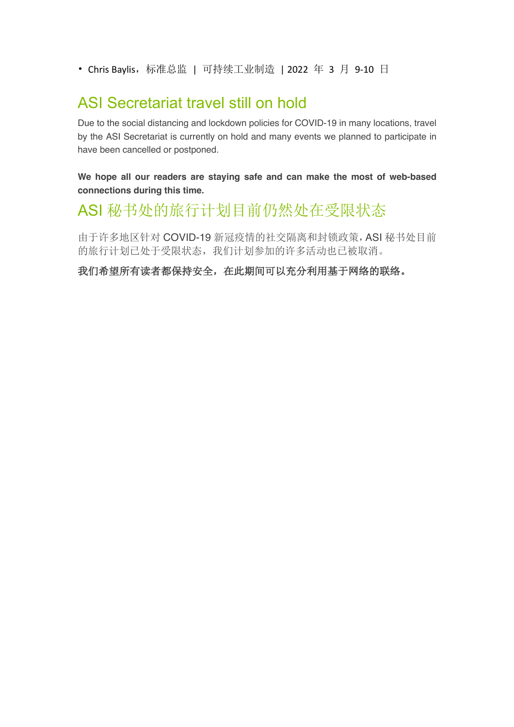- Chris Baylis，标准总监 | 可持续工业制造 | 2022 年 3 月 9-10 日

## ASI Secretariat travel still on hold

Due to the social distancing and lockdown policies for COVID-19 in many locations, travel by the ASI Secretariat is currently on hold and many events we planned to participate in have been cancelled or postponed.

**We hope all our readers are staying safe and can make the most of web-based connections during this time.**

## ASI 秘书处的旅行计划目前仍然处在受限状态

由于许多地区针对 COVID-19 新冠疫情的社交隔离和封锁政策，ASI 秘书处目前的旅行计划已处于受限状态，我们计划参加的许多活动也已被取消。

**我们希望所有读者都保持安全，在此期间可以充分利用基于网络的联络。**